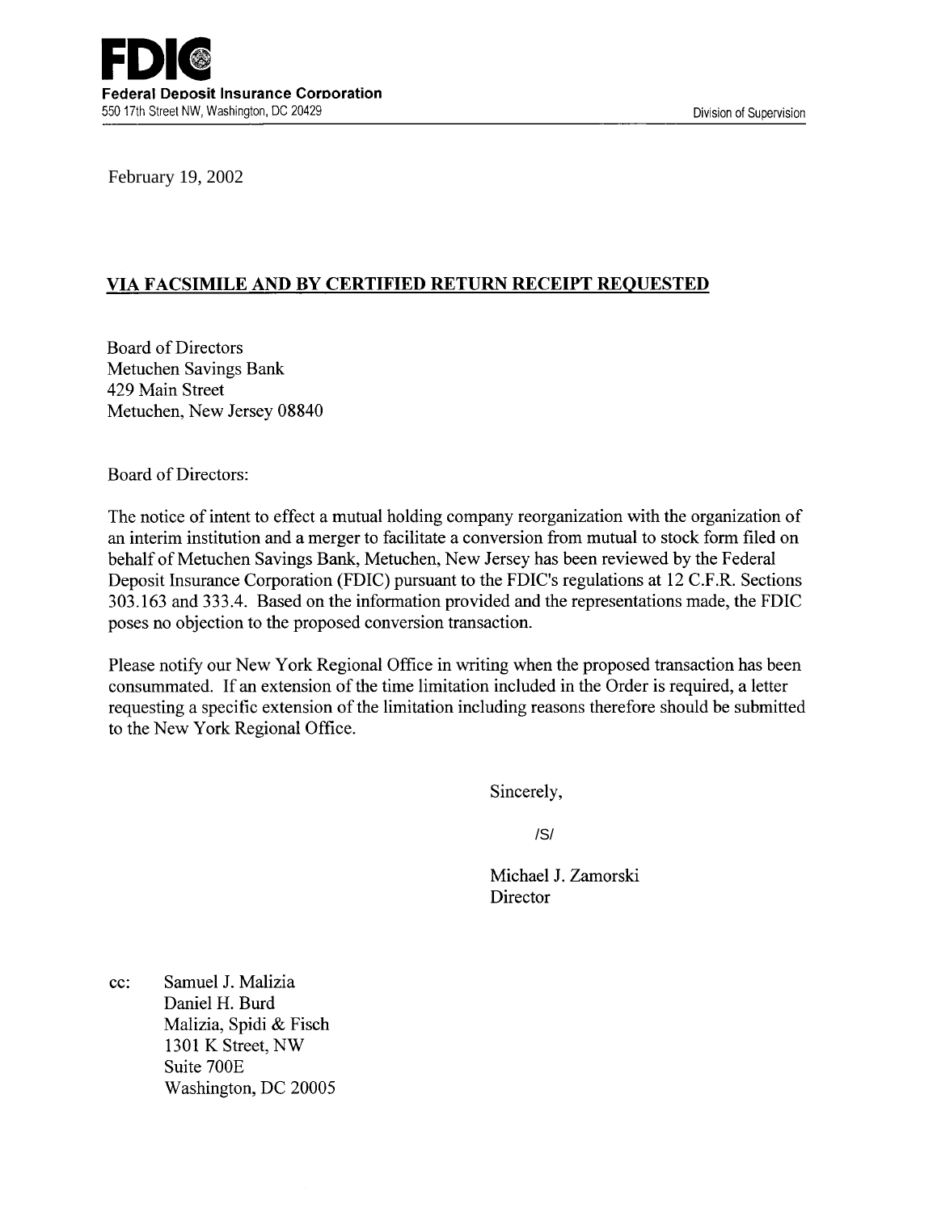**FDIC**
**Federal Deposit Insurance Corporation**
550 17th Street NW, Washington, DC 20429

Division of Supervision

February 19, 2002

**VIA FACSIMILE AND BY CERTIFIED RETURN RECEIPT REQUESTED**

Board of Directors
Metuchen Savings Bank
429 Main Street
Metuchen, New Jersey 08840

Board of Directors:

The notice of intent to effect a mutual holding company reorganization with the organization of an interim institution and a merger to facilitate a conversion from mutual to stock form filed on behalf of Metuchen Savings Bank, Metuchen, New Jersey has been reviewed by the Federal Deposit Insurance Corporation (FDIC) pursuant to the FDIC's regulations at 12 C.F.R. Sections 303.163 and 333.4. Based on the information provided and the representations made, the FDIC poses no objection to the proposed conversion transaction.

Please notify our New York Regional Office in writing when the proposed transaction has been consummated. If an extension of the time limitation included in the Order is required, a letter requesting a specific extension of the limitation including reasons therefore should be submitted to the New York Regional Office.

Sincerely,

/S/

Michael J. Zamorski
Director

cc: Samuel J. Malizia
Daniel H. Burd
Malizia, Spidi & Fisch
1301 K Street, NW
Suite 700E
Washington, DC 20005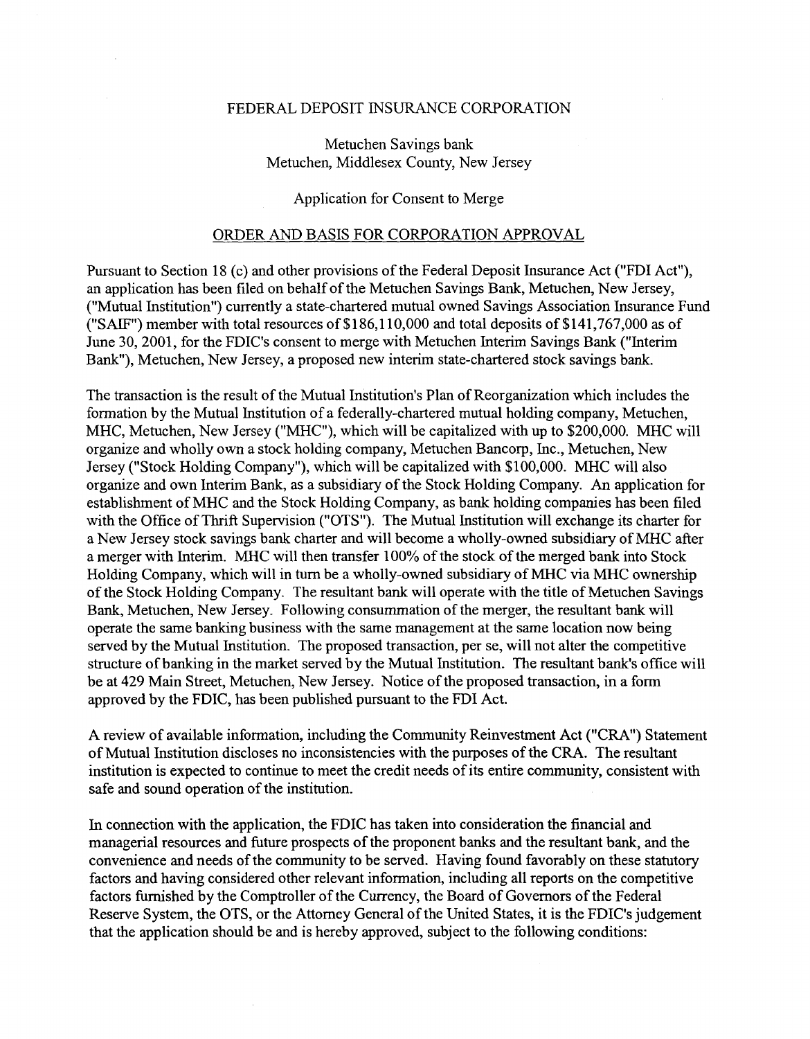FEDERAL DEPOSIT INSURANCE CORPORATION

Metuchen Savings bank
Metuchen, Middlesex County, New Jersey

Application for Consent to Merge

ORDER AND BASIS FOR CORPORATION APPROVAL

Pursuant to Section 18 (c) and other provisions of the Federal Deposit Insurance Act ("FDI Act"), an application has been filed on behalf of the Metuchen Savings Bank, Metuchen, New Jersey, ("Mutual Institution") currently a state-chartered mutual owned Savings Association Insurance Fund ("SAIF") member with total resources of $186,110,000 and total deposits of $141,767,000 as of June 30, 2001, for the FDIC's consent to merge with Metuchen Interim Savings Bank ("Interim Bank"), Metuchen, New Jersey, a proposed new interim state-chartered stock savings bank.

The transaction is the result of the Mutual Institution's Plan of Reorganization which includes the formation by the Mutual Institution of a federally-chartered mutual holding company, Metuchen, MHC, Metuchen, New Jersey ("MHC"), which will be capitalized with up to $200,000. MHC will organize and wholly own a stock holding company, Metuchen Bancorp, Inc., Metuchen, New Jersey ("Stock Holding Company"), which will be capitalized with $100,000. MHC will also organize and own Interim Bank, as a subsidiary of the Stock Holding Company. An application for establishment of MHC and the Stock Holding Company, as bank holding companies has been filed with the Office of Thrift Supervision ("OTS"). The Mutual Institution will exchange its charter for a New Jersey stock savings bank charter and will become a wholly-owned subsidiary of MHC after a merger with Interim. MHC will then transfer 100% of the stock of the merged bank into Stock Holding Company, which will in turn be a wholly-owned subsidiary of MHC via MHC ownership of the Stock Holding Company. The resultant bank will operate with the title of Metuchen Savings Bank, Metuchen, New Jersey. Following consummation of the merger, the resultant bank will operate the same banking business with the same management at the same location now being served by the Mutual Institution. The proposed transaction, per se, will not alter the competitive structure of banking in the market served by the Mutual Institution. The resultant bank's office will be at 429 Main Street, Metuchen, New Jersey. Notice of the proposed transaction, in a form approved by the FDIC, has been published pursuant to the FDI Act.

A review of available information, including the Community Reinvestment Act ("CRA") Statement of Mutual Institution discloses no inconsistencies with the purposes of the CRA. The resultant institution is expected to continue to meet the credit needs of its entire community, consistent with safe and sound operation of the institution.

In connection with the application, the FDIC has taken into consideration the financial and managerial resources and future prospects of the proponent banks and the resultant bank, and the convenience and needs of the community to be served. Having found favorably on these statutory factors and having considered other relevant information, including all reports on the competitive factors furnished by the Comptroller of the Currency, the Board of Governors of the Federal Reserve System, the OTS, or the Attorney General of the United States, it is the FDIC's judgement that the application should be and is hereby approved, subject to the following conditions: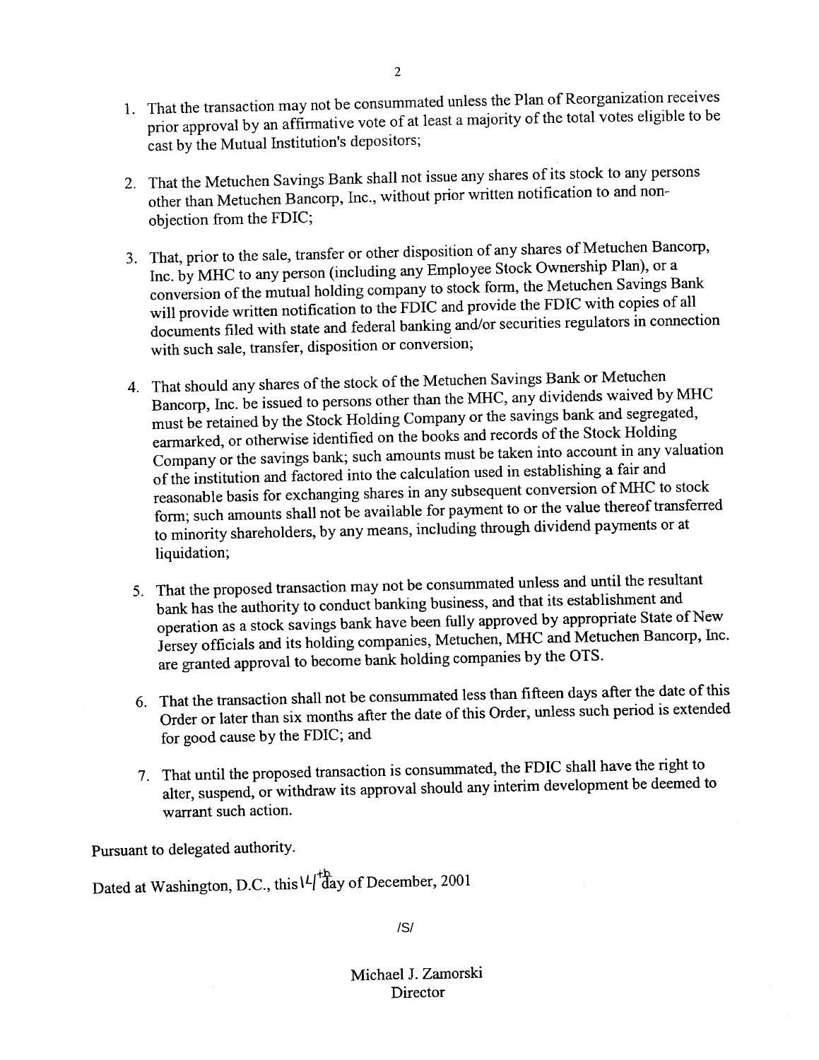1. That the transaction may not be consummated unless the Plan of Reorganization receives prior approval by an affirmative vote of at least a majority of the total votes eligible to be cast by the Mutual Institution's depositors;

2. That the Metuchen Savings Bank shall not issue any shares of its stock to any persons other than Metuchen Bancorp, Inc., without prior written notification to and non-objection from the FDIC;

3. That, prior to the sale, transfer or other disposition of any shares of Metuchen Bancorp, Inc. by MHC to any person (including any Employee Stock Ownership Plan), or a conversion of the mutual holding company to stock form, the Metuchen Savings Bank will provide written notification to the FDIC and provide the FDIC with copies of all documents filed with state and federal banking and/or securities regulators in connection with such sale, transfer, disposition or conversion;

4. That should any shares of the stock of the Metuchen Savings Bank or Metuchen Bancorp, Inc. be issued to persons other than the MHC, any dividends waived by MHC must be retained by the Stock Holding Company or the savings bank and segregated, earmarked, or otherwise identified on the books and records of the Stock Holding Company or the savings bank; such amounts must be taken into account in any valuation of the institution and factored into the calculation used in establishing a fair and reasonable basis for exchanging shares in any subsequent conversion of MHC to stock form; such amounts shall not be available for payment to or the value thereof transferred to minority shareholders, by any means, including through dividend payments or at liquidation;

5. That the proposed transaction may not be consummated unless and until the resultant bank has the authority to conduct banking business, and that its establishment and operation as a stock savings bank have been fully approved by appropriate State of New Jersey officials and its holding companies, Metuchen, MHC and Metuchen Bancorp, Inc. are granted approval to become bank holding companies by the OTS.

6. That the transaction shall not be consummated less than fifteen days after the date of this Order or later than six months after the date of this Order, unless such period is extended for good cause by the FDIC; and

7. That until the proposed transaction is consummated, the FDIC shall have the right to alter, suspend, or withdraw its approval should any interim development be deemed to warrant such action.

Pursuant to delegated authority.

Dated at Washington, D.C., this 14th day of December, 2001

/S/

Michael J. Zamorski
Director